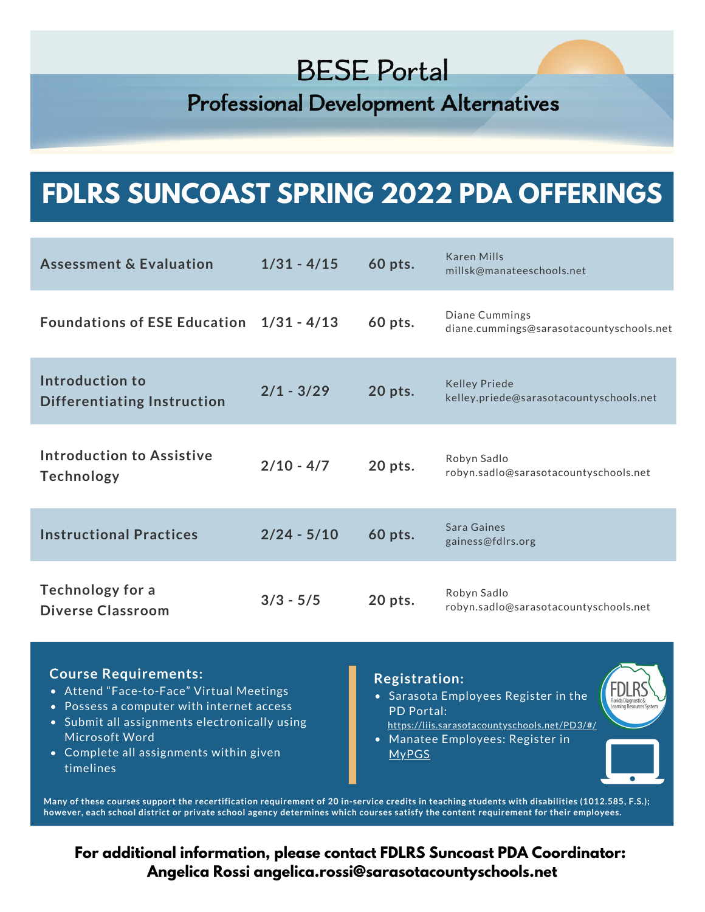# BESE Portal

## Professional Development Alternatives

## FDLRS SUNCOAST SPRING 2022 PDA OFFERINGS

| Course | Dates | Points | Contact |
| --- | --- | --- | --- |
| Assessment & Evaluation | 1/31 - 4/15 | 60 pts. | Karen Mills millsk@manateeschools.net |
| Foundations of ESE Education | 1/31 - 4/13 | 60 pts. | Diane Cummings diane.cummings@sarasotacountyschools.net |
| Introduction to Differentiating Instruction | 2/1 - 3/29 | 20 pts. | Kelley Priede kelley.priede@sarasotacountyschools.net |
| Introduction to Assistive Technology | 2/10 - 4/7 | 20 pts. | Robyn Sadlo robyn.sadlo@sarasotacountyschools.net |
| Instructional Practices | 2/24 - 5/10 | 60 pts. | Sara Gaines gainess@fdlrs.org |
| Technology for a Diverse Classroom | 3/3 - 5/5 | 20 pts. | Robyn Sadlo robyn.sadlo@sarasotacountyschools.net |

### Course Requirements:

- Attend "Face-to-Face" Virtual Meetings
- Possess a computer with internet access
- Submit all assignments electronically using Microsoft Word
- Complete all assignments within given timelines

### Registration:

- Sarasota Employees Register in the PD Portal: https://liis.sarasotacountyschools.net/PD3/#/
- Manatee Employees: Register in MyPGS

FDLRS Florida Diagnostic & Learning Resources System

**Many of these courses support the recertification requirement of 20 in-service credits in teaching students with disabilities (1012.585, F.S.); however, each school district or private school agency determines which courses satisfy the content requirement for their employees.**

**For additional information, please contact FDLRS Suncoast PDA Coordinator: Angelica Rossi angelica.rossi@sarasotacountyschools.net**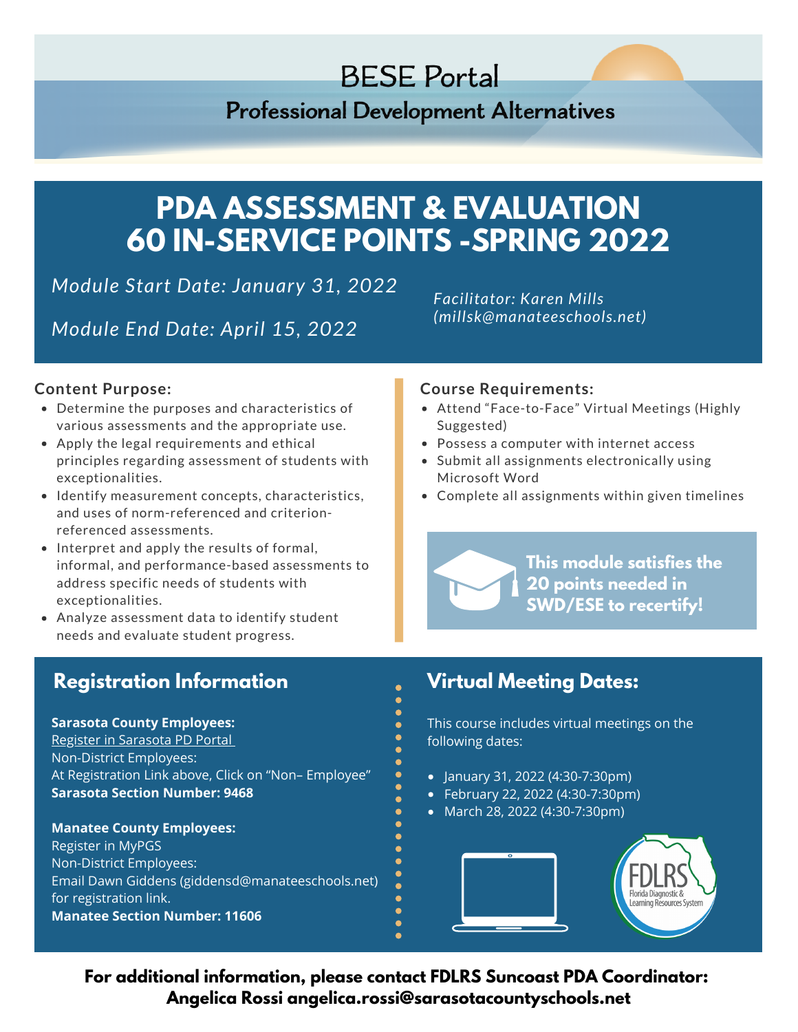# BESE Portal

## Professional Development Alternatives

# PDA ASSESSMENT & EVALUATION 60 IN-SERVICE POINTS -SPRING 2022

*Module Start Date: January 31, 2022*

*Module End Date: April 15, 2022*

*Facilitator: Karen Mills (millsk@manateeschools.net)*

### Content Purpose:

- Determine the purposes and characteristics of various assessments and the appropriate use.
- Apply the legal requirements and ethical principles regarding assessment of students with exceptionalities.
- Identify measurement concepts, characteristics, and uses of norm-referenced and criterion-referenced assessments.
- Interpret and apply the results of formal, informal, and performance-based assessments to address specific needs of students with exceptionalities.
- Analyze assessment data to identify student needs and evaluate student progress.

### Course Requirements:

- Attend "Face-to-Face" Virtual Meetings (Highly Suggested)
- Possess a computer with internet access
- Submit all assignments electronically using Microsoft Word
- Complete all assignments within given timelines

**This module satisfies the 20 points needed in SWD/ESE to recertify!**

## Registration Information

**Sarasota County Employees:**
Register in Sarasota PD Portal
Non-District Employees:
At Registration Link above, Click on "Non– Employee"
**Sarasota Section Number: 9468**

**Manatee County Employees:**
Register in MyPGS
Non-District Employees:
Email Dawn Giddens (giddensd@manateeschools.net) for registration link.
**Manatee Section Number: 11606**

## Virtual Meeting Dates:

This course includes virtual meetings on the following dates:

- January 31, 2022 (4:30-7:30pm)
- February 22, 2022 (4:30-7:30pm)
- March 28, 2022 (4:30-7:30pm)

FDLRS Florida Diagnostic & Learning Resources System

**For additional information, please contact FDLRS Suncoast PDA Coordinator: Angelica Rossi angelica.rossi@sarasotacountyschools.net**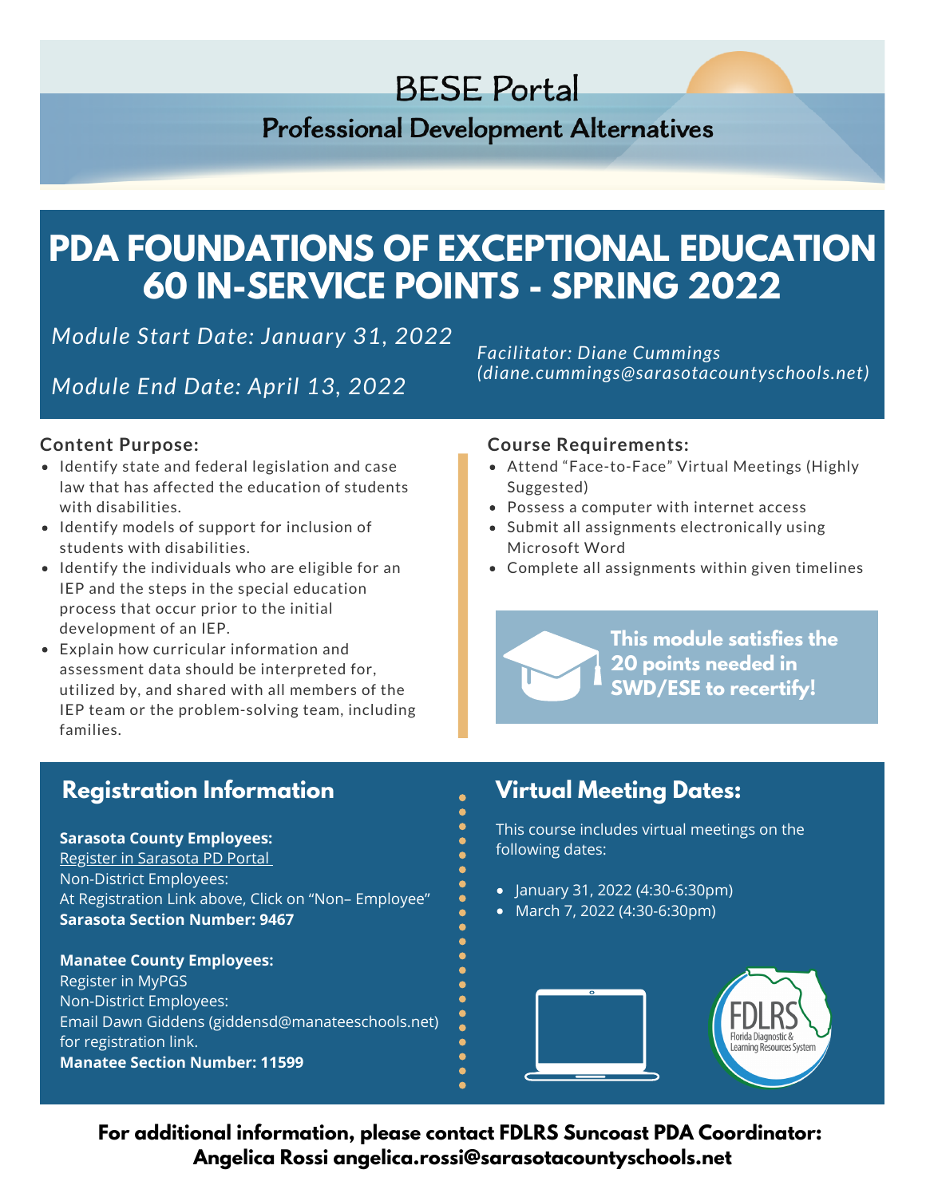# BESE Portal

## Professional Development Alternatives

# PDA FOUNDATIONS OF EXCEPTIONAL EDUCATION 60 IN-SERVICE POINTS - SPRING 2022

*Module Start Date: January 31, 2022*

*Module End Date: April 13, 2022*

*Facilitator: Diane Cummings (diane.cummings@sarasotacountyschools.net)*

### Content Purpose:

- Identify state and federal legislation and case law that has affected the education of students with disabilities.
- Identify models of support for inclusion of students with disabilities.
- Identify the individuals who are eligible for an IEP and the steps in the special education process that occur prior to the initial development of an IEP.
- Explain how curricular information and assessment data should be interpreted for, utilized by, and shared with all members of the IEP team or the problem-solving team, including families.

### Course Requirements:

- Attend "Face-to-Face" Virtual Meetings (Highly Suggested)
- Possess a computer with internet access
- Submit all assignments electronically using Microsoft Word
- Complete all assignments within given timelines

**This module satisfies the 20 points needed in SWD/ESE to recertify!**

## Registration Information

**Sarasota County Employees:**
Register in Sarasota PD Portal
Non-District Employees:
At Registration Link above, Click on "Non– Employee"
**Sarasota Section Number: 9467**

**Manatee County Employees:**
Register in MyPGS
Non-District Employees:
Email Dawn Giddens (giddensd@manateeschools.net) for registration link.
**Manatee Section Number: 11599**

## Virtual Meeting Dates:

This course includes virtual meetings on the following dates:

- January 31, 2022 (4:30-6:30pm)
- March 7, 2022 (4:30-6:30pm)

FDLRS Florida Diagnostic & Learning Resources System

**For additional information, please contact FDLRS Suncoast PDA Coordinator: Angelica Rossi angelica.rossi@sarasotacountyschools.net**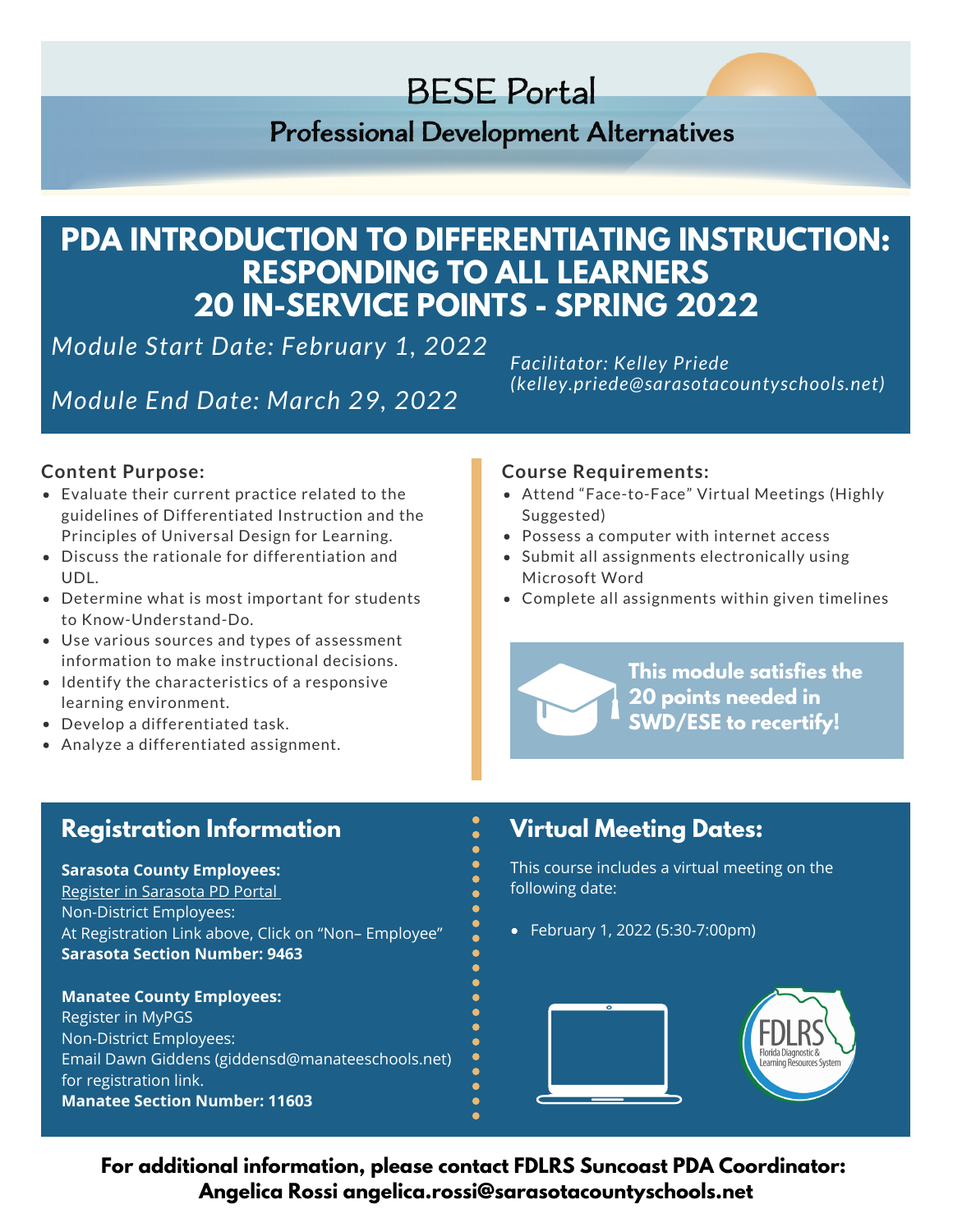# BESE Portal

## Professional Development Alternatives

# PDA INTRODUCTION TO DIFFERENTIATING INSTRUCTION: RESPONDING TO ALL LEARNERS 20 IN-SERVICE POINTS - SPRING 2022

*Module Start Date: February 1, 2022*

*Module End Date: March 29, 2022*

*Facilitator: Kelley Priede (kelley.priede@sarasotacountyschools.net)*

**Content Purpose:**

- Evaluate their current practice related to the guidelines of Differentiated Instruction and the Principles of Universal Design for Learning.
- Discuss the rationale for differentiation and UDL.
- Determine what is most important for students to Know-Understand-Do.
- Use various sources and types of assessment information to make instructional decisions.
- Identify the characteristics of a responsive learning environment.
- Develop a differentiated task.
- Analyze a differentiated assignment.

**Course Requirements:**

- Attend "Face-to-Face" Virtual Meetings (Highly Suggested)
- Possess a computer with internet access
- Submit all assignments electronically using Microsoft Word
- Complete all assignments within given timelines

**This module satisfies the 20 points needed in SWD/ESE to recertify!**

## Registration Information

**Sarasota County Employees:**
Register in Sarasota PD Portal
Non-District Employees:
At Registration Link above, Click on "Non– Employee"
**Sarasota Section Number: 9463**

**Manatee County Employees:**
Register in MyPGS
Non-District Employees:
Email Dawn Giddens (giddensd@manateeschools.net) for registration link.
**Manatee Section Number: 11603**

## Virtual Meeting Dates:

This course includes a virtual meeting on the following date:

- February 1, 2022 (5:30-7:00pm)

FDLRS Florida Diagnostic & Learning Resources System

**For additional information, please contact FDLRS Suncoast PDA Coordinator: Angelica Rossi angelica.rossi@sarasotacountyschools.net**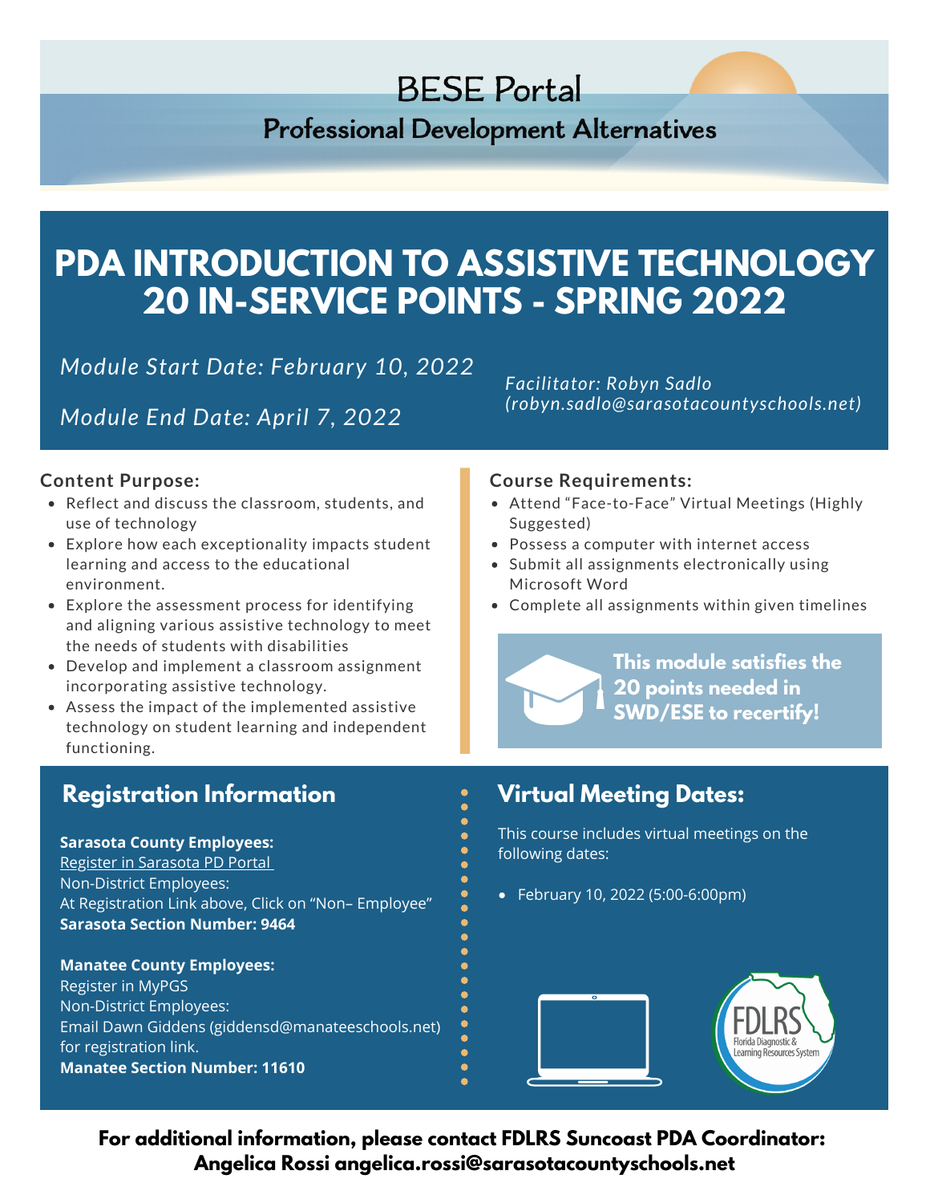# BESE Portal

## Professional Development Alternatives

# PDA INTRODUCTION TO ASSISTIVE TECHNOLOGY 20 IN-SERVICE POINTS - SPRING 2022

*Module Start Date: February 10, 2022*

*Module End Date: April 7, 2022*

*Facilitator: Robyn Sadlo (robyn.sadlo@sarasotacountyschools.net)*

**Content Purpose:**

- Reflect and discuss the classroom, students, and use of technology
- Explore how each exceptionality impacts student learning and access to the educational environment.
- Explore the assessment process for identifying and aligning various assistive technology to meet the needs of students with disabilities
- Develop and implement a classroom assignment incorporating assistive technology.
- Assess the impact of the implemented assistive technology on student learning and independent functioning.

**Course Requirements:**

- Attend "Face-to-Face" Virtual Meetings (Highly Suggested)
- Possess a computer with internet access
- Submit all assignments electronically using Microsoft Word
- Complete all assignments within given timelines

**This module satisfies the 20 points needed in SWD/ESE to recertify!**

## Registration Information

**Sarasota County Employees:**
Register in Sarasota PD Portal
Non-District Employees:
At Registration Link above, Click on "Non– Employee"
**Sarasota Section Number: 9464**

**Manatee County Employees:**
Register in MyPGS
Non-District Employees:
Email Dawn Giddens (giddensd@manateeschools.net) for registration link.
**Manatee Section Number: 11610**

## Virtual Meeting Dates:

This course includes virtual meetings on the following dates:

- February 10, 2022 (5:00-6:00pm)

FDLRS Florida Diagnostic & Learning Resources System

**For additional information, please contact FDLRS Suncoast PDA Coordinator: Angelica Rossi angelica.rossi@sarasotacountyschools.net**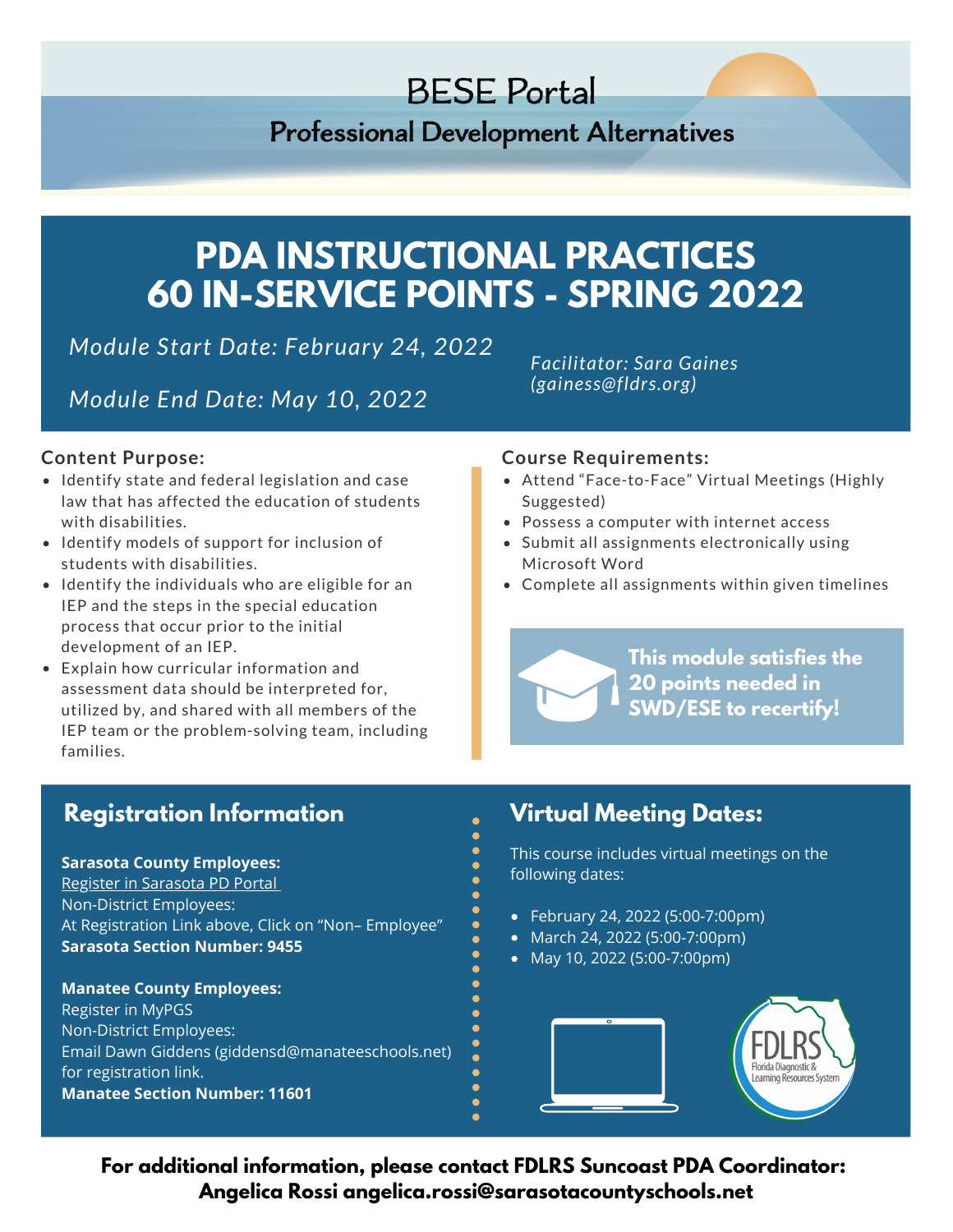# BESE Portal

## Professional Development Alternatives

# PDA INSTRUCTIONAL PRACTICES 60 IN-SERVICE POINTS - SPRING 2022

*Module Start Date: February 24, 2022*

*Module End Date: May 10, 2022*

*Facilitator: Sara Gaines (gainess@fldrs.org)*

### Content Purpose:

- Identify state and federal legislation and case law that has affected the education of students with disabilities.
- Identify models of support for inclusion of students with disabilities.
- Identify the individuals who are eligible for an IEP and the steps in the special education process that occur prior to the initial development of an IEP.
- Explain how curricular information and assessment data should be interpreted for, utilized by, and shared with all members of the IEP team or the problem-solving team, including families.

### Course Requirements:

- Attend "Face-to-Face" Virtual Meetings (Highly Suggested)
- Possess a computer with internet access
- Submit all assignments electronically using Microsoft Word
- Complete all assignments within given timelines

**This module satisfies the 20 points needed in SWD/ESE to recertify!**

## Registration Information

**Sarasota County Employees:**
Register in Sarasota PD Portal
Non-District Employees:
At Registration Link above, Click on "Non– Employee"
**Sarasota Section Number: 9455**

**Manatee County Employees:**
Register in MyPGS
Non-District Employees:
Email Dawn Giddens (giddensd@manateeschools.net) for registration link.
**Manatee Section Number: 11601**

## Virtual Meeting Dates:

This course includes virtual meetings on the following dates:

- February 24, 2022 (5:00-7:00pm)
- March 24, 2022 (5:00-7:00pm)
- May 10, 2022 (5:00-7:00pm)

FDLRS Florida Diagnostic & Learning Resources System

**For additional information, please contact FDLRS Suncoast PDA Coordinator: Angelica Rossi angelica.rossi@sarasotacountyschools.net**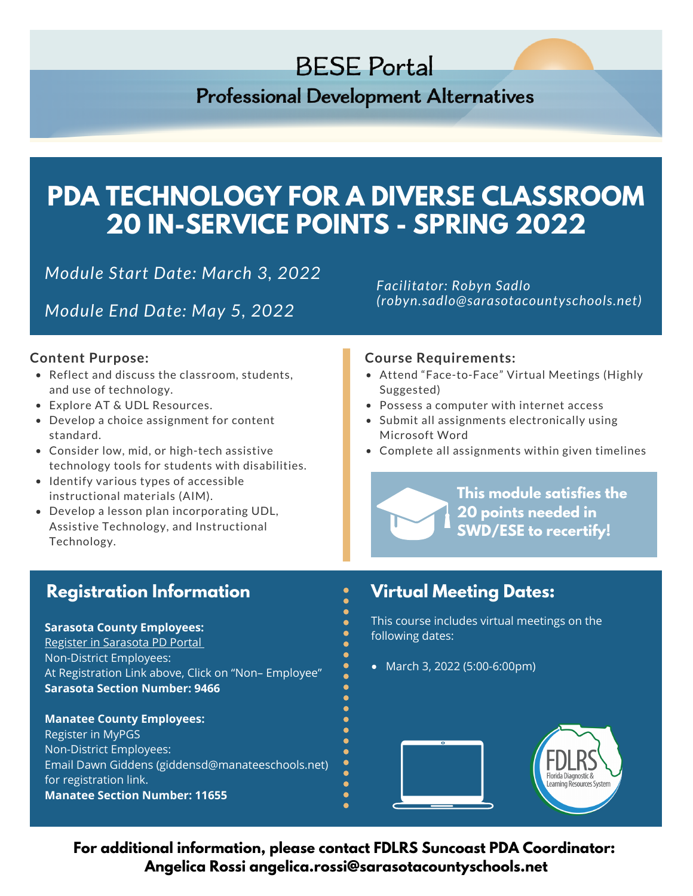# BESE Portal

## Professional Development Alternatives

# PDA TECHNOLOGY FOR A DIVERSE CLASSROOM 20 IN-SERVICE POINTS - SPRING 2022

*Module Start Date: March 3, 2022*

*Module End Date: May 5, 2022*

*Facilitator: Robyn Sadlo (robyn.sadlo@sarasotacountyschools.net)*

**Content Purpose:**

- Reflect and discuss the classroom, students, and use of technology.
- Explore AT & UDL Resources.
- Develop a choice assignment for content standard.
- Consider low, mid, or high-tech assistive technology tools for students with disabilities.
- Identify various types of accessible instructional materials (AIM).
- Develop a lesson plan incorporating UDL, Assistive Technology, and Instructional Technology.

**Course Requirements:**

- Attend "Face-to-Face" Virtual Meetings (Highly Suggested)
- Possess a computer with internet access
- Submit all assignments electronically using Microsoft Word
- Complete all assignments within given timelines

**This module satisfies the 20 points needed in SWD/ESE to recertify!**

## Registration Information

**Sarasota County Employees:**
Register in Sarasota PD Portal
Non-District Employees:
At Registration Link above, Click on "Non– Employee"
**Sarasota Section Number: 9466**

**Manatee County Employees:**
Register in MyPGS
Non-District Employees:
Email Dawn Giddens (giddensd@manateeschools.net) for registration link.
**Manatee Section Number: 11655**

## Virtual Meeting Dates:

This course includes virtual meetings on the following dates:

- March 3, 2022 (5:00-6:00pm)

FDLRS Florida Diagnostic & Learning Resources System

**For additional information, please contact FDLRS Suncoast PDA Coordinator: Angelica Rossi angelica.rossi@sarasotacountyschools.net**